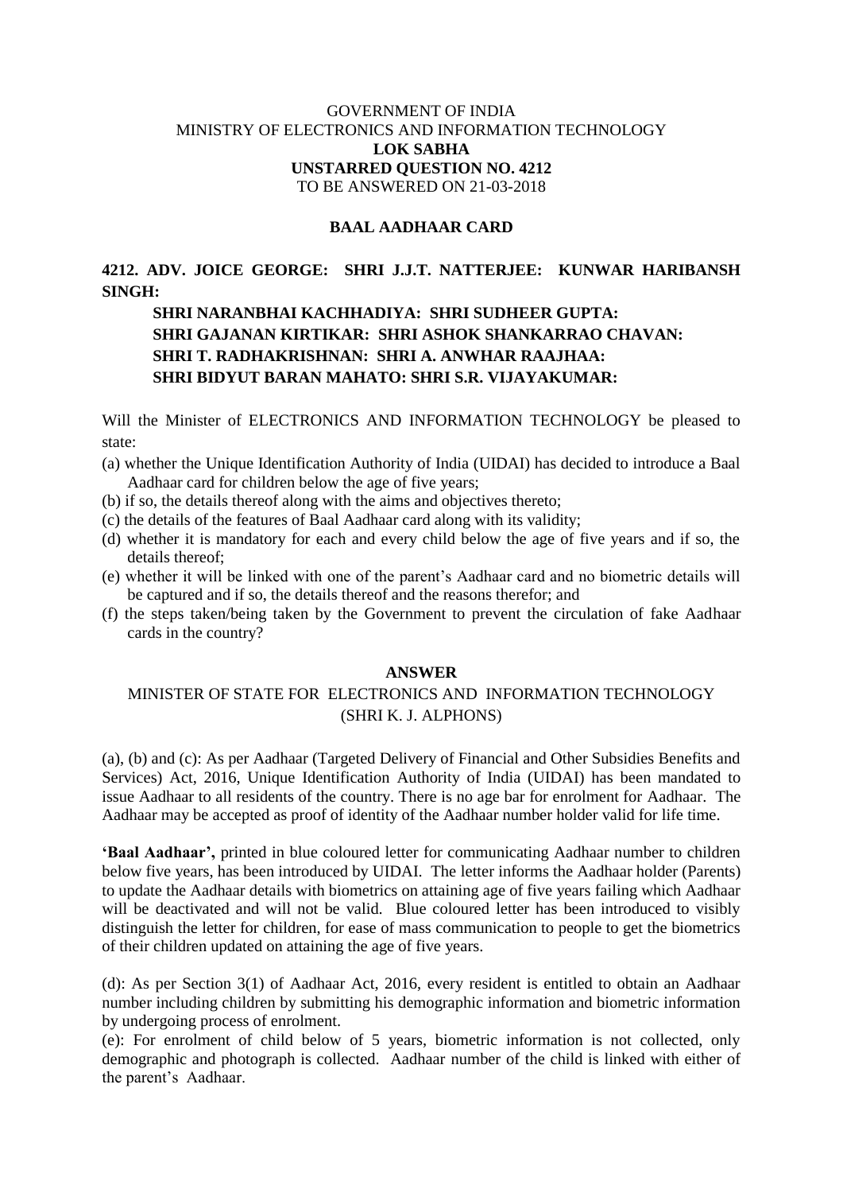GOVERNMENT OF INDIA
MINISTRY OF ELECTRONICS AND INFORMATION TECHNOLOGY
**LOK SABHA**
**UNSTARRED QUESTION NO. 4212**
TO BE ANSWERED ON 21-03-2018

**BAAL AADHAAR CARD**

**4212. ADV. JOICE GEORGE: SHRI J.J.T. NATTERJEE: KUNWAR HARIBANSH SINGH:**
**SHRI NARANBHAI KACHHADIYA: SHRI SUDHEER GUPTA:**
**SHRI GAJANAN KIRTIKAR: SHRI ASHOK SHANKARRAO CHAVAN:**
**SHRI T. RADHAKRISHNAN: SHRI A. ANWHAR RAAJHAA:**
**SHRI BIDYUT BARAN MAHATO: SHRI S.R. VIJAYAKUMAR:**

Will the Minister of ELECTRONICS AND INFORMATION TECHNOLOGY be pleased to state:

(a) whether the Unique Identification Authority of India (UIDAI) has decided to introduce a Baal Aadhaar card for children below the age of five years;
(b) if so, the details thereof along with the aims and objectives thereto;
(c) the details of the features of Baal Aadhaar card along with its validity;
(d) whether it is mandatory for each and every child below the age of five years and if so, the details thereof;
(e) whether it will be linked with one of the parent's Aadhaar card and no biometric details will be captured and if so, the details thereof and the reasons therefor; and
(f) the steps taken/being taken by the Government to prevent the circulation of fake Aadhaar cards in the country?

**ANSWER**

MINISTER OF STATE FOR ELECTRONICS AND INFORMATION TECHNOLOGY
(SHRI K. J. ALPHONS)

(a), (b) and (c): As per Aadhaar (Targeted Delivery of Financial and Other Subsidies Benefits and Services) Act, 2016, Unique Identification Authority of India (UIDAI) has been mandated to issue Aadhaar to all residents of the country. There is no age bar for enrolment for Aadhaar. The Aadhaar may be accepted as proof of identity of the Aadhaar number holder valid for life time.

**'Baal Aadhaar',** printed in blue coloured letter for communicating Aadhaar number to children below five years, has been introduced by UIDAI. The letter informs the Aadhaar holder (Parents) to update the Aadhaar details with biometrics on attaining age of five years failing which Aadhaar will be deactivated and will not be valid. Blue coloured letter has been introduced to visibly distinguish the letter for children, for ease of mass communication to people to get the biometrics of their children updated on attaining the age of five years.

(d): As per Section 3(1) of Aadhaar Act, 2016, every resident is entitled to obtain an Aadhaar number including children by submitting his demographic information and biometric information by undergoing process of enrolment.

(e): For enrolment of child below of 5 years, biometric information is not collected, only demographic and photograph is collected. Aadhaar number of the child is linked with either of the parent's Aadhaar.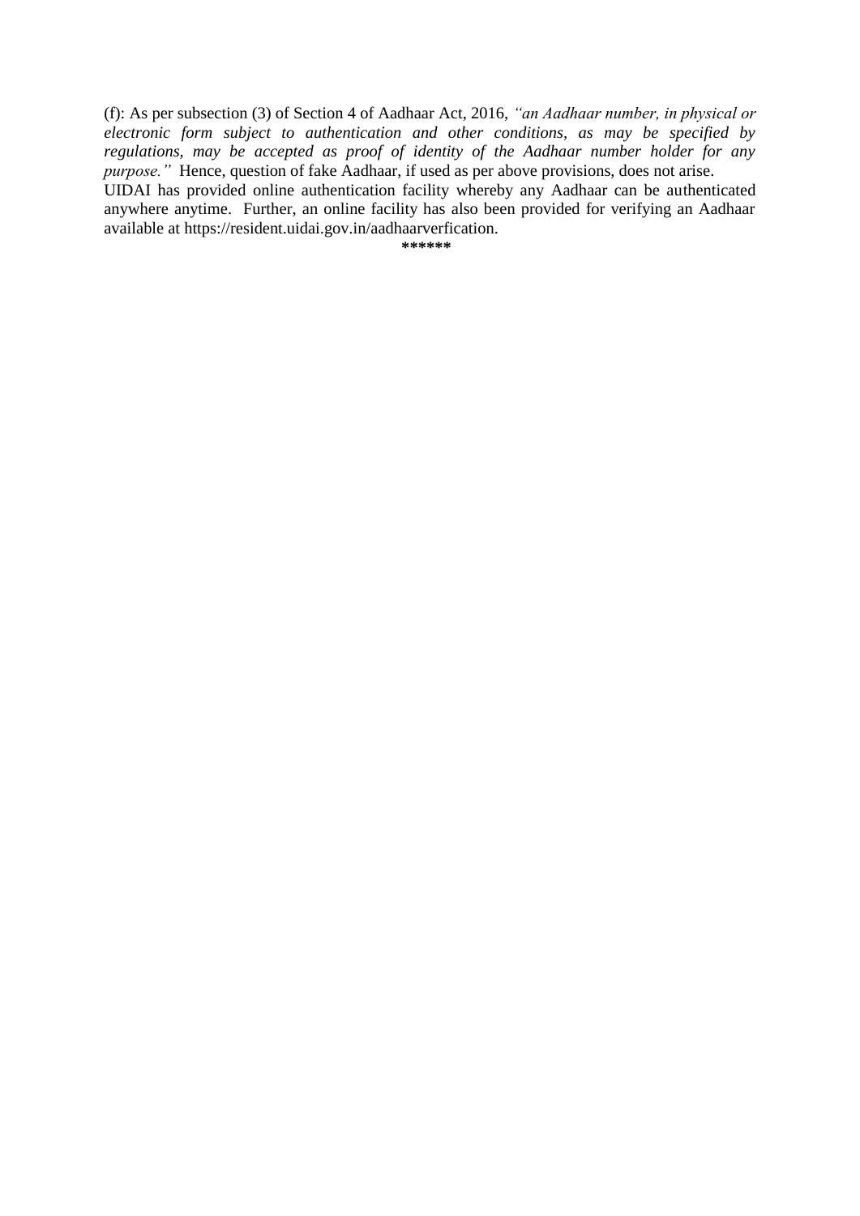(f): As per subsection (3) of Section 4 of Aadhaar Act, 2016, *"an Aadhaar number, in physical or electronic form subject to authentication and other conditions, as may be specified by regulations, may be accepted as proof of identity of the Aadhaar number holder for any purpose."* Hence, question of fake Aadhaar, if used as per above provisions, does not arise.

UIDAI has provided online authentication facility whereby any Aadhaar can be authenticated anywhere anytime. Further, an online facility has also been provided for verifying an Aadhaar available at https://resident.uidai.gov.in/aadhaarverfication.

**\*\*\*\*\*\***